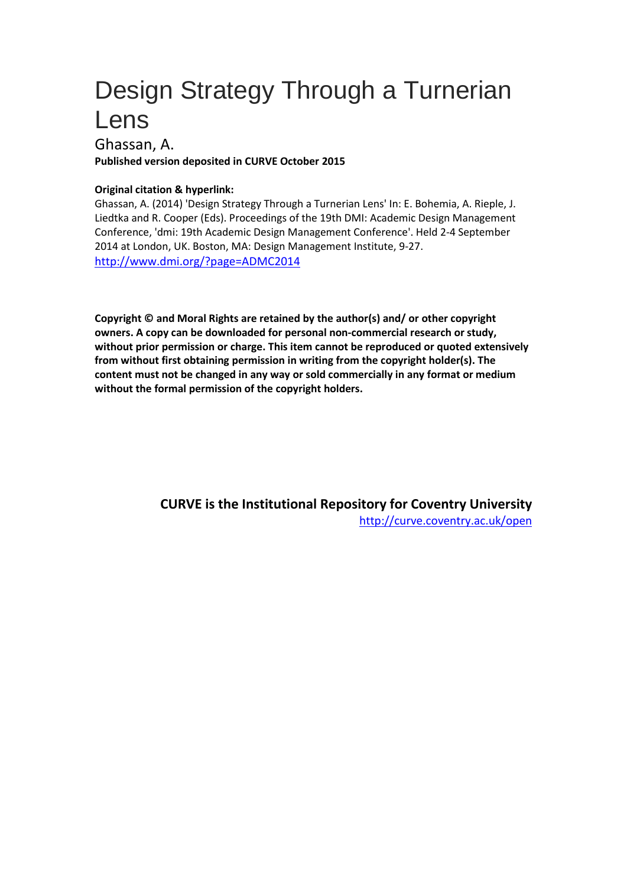# Design Strategy Through a Turnerian Lens

Ghassan, A.

**Published version deposited in CURVE October 2015**

**Original citation & hyperlink:**

Ghassan, A. (2014) 'Design Strategy Through a Turnerian Lens' In: E. Bohemia, A. Rieple, J. Liedtka and R. Cooper (Eds). Proceedings of the 19th DMI: Academic Design Management Conference, 'dmi: 19th Academic Design Management Conference'. Held 2-4 September 2014 at London, UK. Boston, MA: Design Management Institute, 9-27.
http://www.dmi.org/?page=ADMC2014

**Copyright © and Moral Rights are retained by the author(s) and/ or other copyright owners. A copy can be downloaded for personal non-commercial research or study, without prior permission or charge. This item cannot be reproduced or quoted extensively from without first obtaining permission in writing from the copyright holder(s). The content must not be changed in any way or sold commercially in any format or medium without the formal permission of the copyright holders.**

**CURVE is the Institutional Repository for Coventry University**
http://curve.coventry.ac.uk/open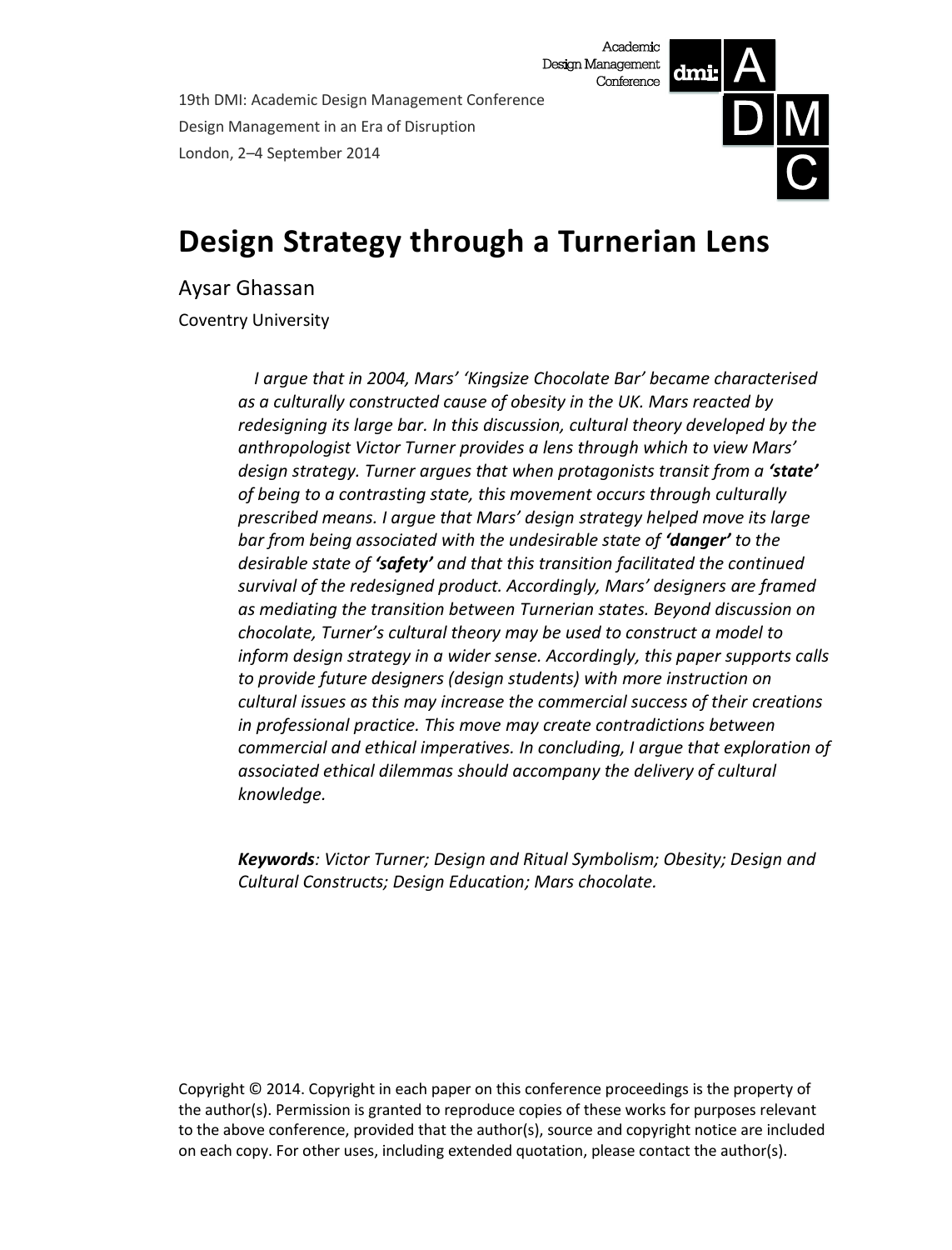19th DMI: Academic Design Management Conference
Design Management in an Era of Disruption
London, 2–4 September 2014

# Design Strategy through a Turnerian Lens

Aysar Ghassan

Coventry University

*I argue that in 2004, Mars' 'Kingsize Chocolate Bar' became characterised as a culturally constructed cause of obesity in the UK. Mars reacted by redesigning its large bar. In this discussion, cultural theory developed by the anthropologist Victor Turner provides a lens through which to view Mars' design strategy. Turner argues that when protagonists transit from a* ***'state'*** *of being to a contrasting state, this movement occurs through culturally prescribed means. I argue that Mars' design strategy helped move its large bar from being associated with the undesirable state of* ***'danger'*** *to the desirable state of* ***'safety'*** *and that this transition facilitated the continued survival of the redesigned product. Accordingly, Mars' designers are framed as mediating the transition between Turnerian states. Beyond discussion on chocolate, Turner's cultural theory may be used to construct a model to inform design strategy in a wider sense. Accordingly, this paper supports calls to provide future designers (design students) with more instruction on cultural issues as this may increase the commercial success of their creations in professional practice. This move may create contradictions between commercial and ethical imperatives. In concluding, I argue that exploration of associated ethical dilemmas should accompany the delivery of cultural knowledge.*

***Keywords****: Victor Turner; Design and Ritual Symbolism; Obesity; Design and Cultural Constructs; Design Education; Mars chocolate.*

Copyright © 2014. Copyright in each paper on this conference proceedings is the property of the author(s). Permission is granted to reproduce copies of these works for purposes relevant to the above conference, provided that the author(s), source and copyright notice are included on each copy. For other uses, including extended quotation, please contact the author(s).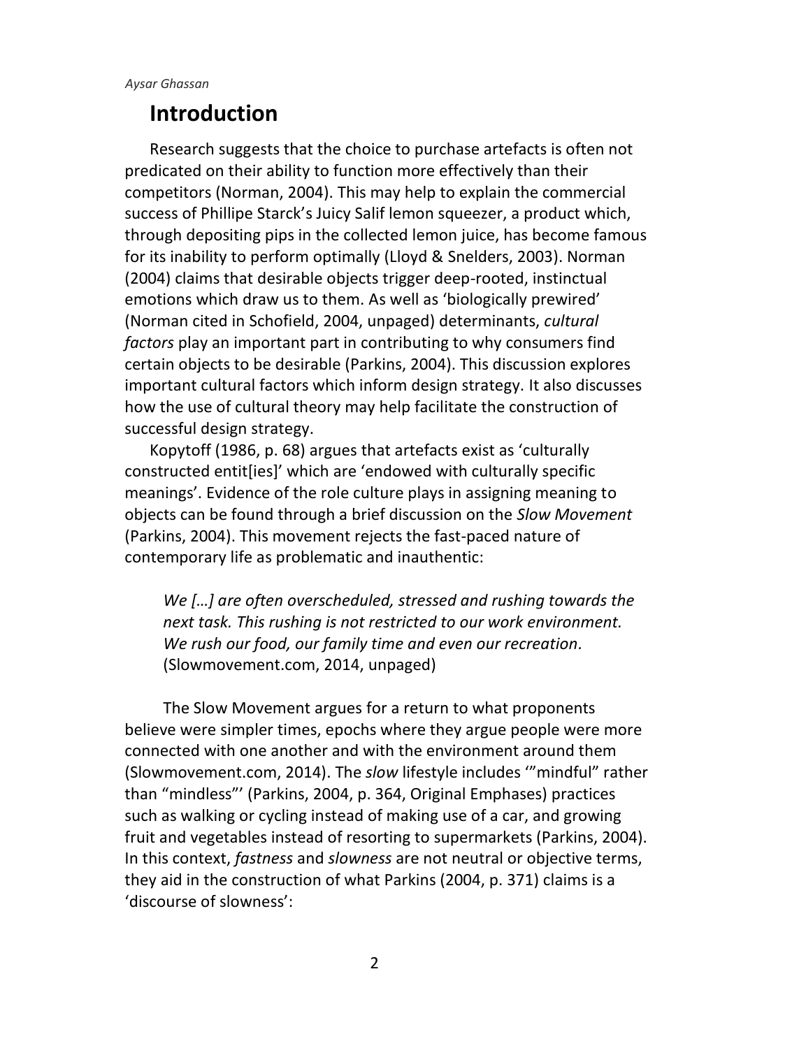## Introduction

Research suggests that the choice to purchase artefacts is often not predicated on their ability to function more effectively than their competitors (Norman, 2004). This may help to explain the commercial success of Phillipe Starck's Juicy Salif lemon squeezer, a product which, through depositing pips in the collected lemon juice, has become famous for its inability to perform optimally (Lloyd & Snelders, 2003). Norman (2004) claims that desirable objects trigger deep-rooted, instinctual emotions which draw us to them. As well as 'biologically prewired' (Norman cited in Schofield, 2004, unpaged) determinants, *cultural factors* play an important part in contributing to why consumers find certain objects to be desirable (Parkins, 2004). This discussion explores important cultural factors which inform design strategy. It also discusses how the use of cultural theory may help facilitate the construction of successful design strategy.

Kopytoff (1986, p. 68) argues that artefacts exist as 'culturally constructed entit[ies]' which are 'endowed with culturally specific meanings'. Evidence of the role culture plays in assigning meaning to objects can be found through a brief discussion on the *Slow Movement* (Parkins, 2004). This movement rejects the fast-paced nature of contemporary life as problematic and inauthentic:

> *We […] are often overscheduled, stressed and rushing towards the next task. This rushing is not restricted to our work environment. We rush our food, our family time and even our recreation.* (Slowmovement.com, 2014, unpaged)

The Slow Movement argues for a return to what proponents believe were simpler times, epochs where they argue people were more connected with one another and with the environment around them (Slowmovement.com, 2014). The *slow* lifestyle includes '"mindful" rather than "mindless"' (Parkins, 2004, p. 364, Original Emphases) practices such as walking or cycling instead of making use of a car, and growing fruit and vegetables instead of resorting to supermarkets (Parkins, 2004). In this context, *fastness* and *slowness* are not neutral or objective terms, they aid in the construction of what Parkins (2004, p. 371) claims is a 'discourse of slowness':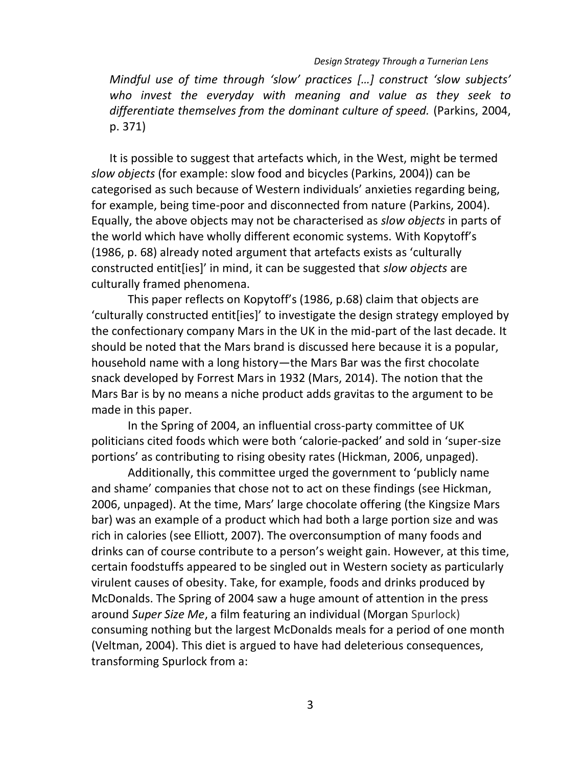*Mindful use of time through 'slow' practices […] construct 'slow subjects' who invest the everyday with meaning and value as they seek to differentiate themselves from the dominant culture of speed.* (Parkins, 2004, p. 371)

It is possible to suggest that artefacts which, in the West, might be termed *slow objects* (for example: slow food and bicycles (Parkins, 2004)) can be categorised as such because of Western individuals' anxieties regarding being, for example, being time-poor and disconnected from nature (Parkins, 2004). Equally, the above objects may not be characterised as *slow objects* in parts of the world which have wholly different economic systems. With Kopytoff's (1986, p. 68) already noted argument that artefacts exists as 'culturally constructed entit[ies]' in mind, it can be suggested that *slow objects* are culturally framed phenomena.

This paper reflects on Kopytoff's (1986, p.68) claim that objects are 'culturally constructed entit[ies]' to investigate the design strategy employed by the confectionary company Mars in the UK in the mid-part of the last decade. It should be noted that the Mars brand is discussed here because it is a popular, household name with a long history—the Mars Bar was the first chocolate snack developed by Forrest Mars in 1932 (Mars, 2014). The notion that the Mars Bar is by no means a niche product adds gravitas to the argument to be made in this paper.

In the Spring of 2004, an influential cross-party committee of UK politicians cited foods which were both 'calorie-packed' and sold in 'super-size portions' as contributing to rising obesity rates (Hickman, 2006, unpaged).

Additionally, this committee urged the government to 'publicly name and shame' companies that chose not to act on these findings (see Hickman, 2006, unpaged). At the time, Mars' large chocolate offering (the Kingsize Mars bar) was an example of a product which had both a large portion size and was rich in calories (see Elliott, 2007). The overconsumption of many foods and drinks can of course contribute to a person's weight gain. However, at this time, certain foodstuffs appeared to be singled out in Western society as particularly virulent causes of obesity. Take, for example, foods and drinks produced by McDonalds. The Spring of 2004 saw a huge amount of attention in the press around *Super Size Me*, a film featuring an individual (Morgan Spurlock) consuming nothing but the largest McDonalds meals for a period of one month (Veltman, 2004). This diet is argued to have had deleterious consequences, transforming Spurlock from a: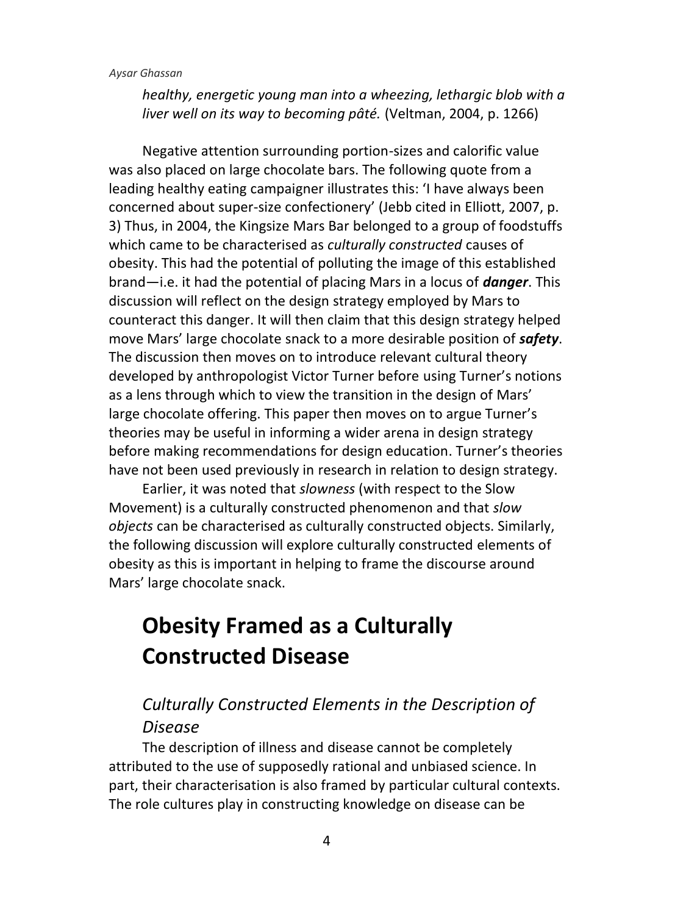*healthy, energetic young man into a wheezing, lethargic blob with a liver well on its way to becoming pâté.* (Veltman, 2004, p. 1266)

Negative attention surrounding portion-sizes and calorific value was also placed on large chocolate bars. The following quote from a leading healthy eating campaigner illustrates this: 'I have always been concerned about super-size confectionery' (Jebb cited in Elliott, 2007, p. 3) Thus, in 2004, the Kingsize Mars Bar belonged to a group of foodstuffs which came to be characterised as *culturally constructed* causes of obesity. This had the potential of polluting the image of this established brand—i.e. it had the potential of placing Mars in a locus of ***danger***. This discussion will reflect on the design strategy employed by Mars to counteract this danger. It will then claim that this design strategy helped move Mars' large chocolate snack to a more desirable position of ***safety***. The discussion then moves on to introduce relevant cultural theory developed by anthropologist Victor Turner before using Turner's notions as a lens through which to view the transition in the design of Mars' large chocolate offering. This paper then moves on to argue Turner's theories may be useful in informing a wider arena in design strategy before making recommendations for design education. Turner's theories have not been used previously in research in relation to design strategy.

Earlier, it was noted that *slowness* (with respect to the Slow Movement) is a culturally constructed phenomenon and that *slow objects* can be characterised as culturally constructed objects. Similarly, the following discussion will explore culturally constructed elements of obesity as this is important in helping to frame the discourse around Mars' large chocolate snack.

## Obesity Framed as a Culturally Constructed Disease

### *Culturally Constructed Elements in the Description of Disease*

The description of illness and disease cannot be completely attributed to the use of supposedly rational and unbiased science. In part, their characterisation is also framed by particular cultural contexts. The role cultures play in constructing knowledge on disease can be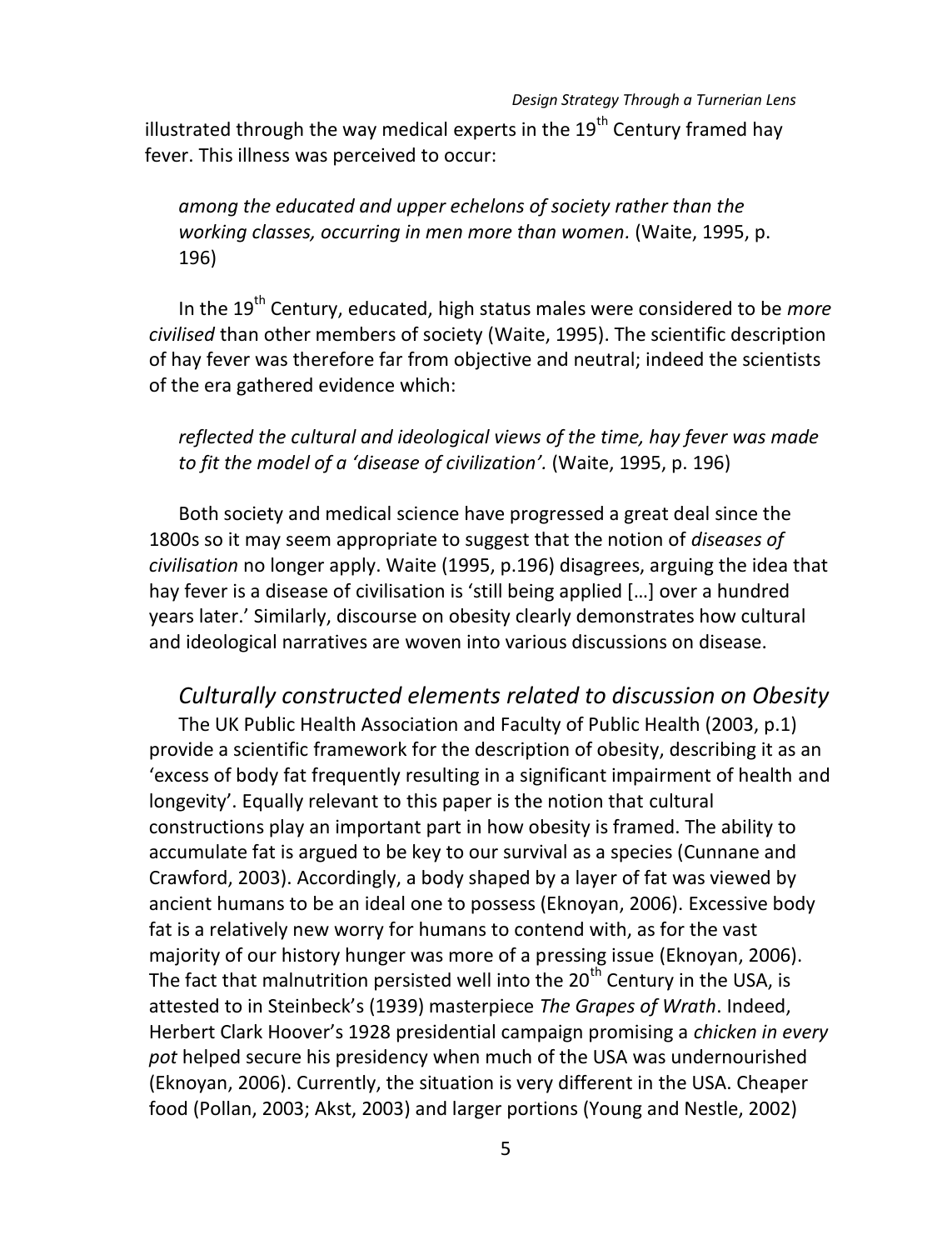illustrated through the way medical experts in the 19th Century framed hay fever. This illness was perceived to occur:

> *among the educated and upper echelons of society rather than the working classes, occurring in men more than women*. (Waite, 1995, p. 196)

In the 19th Century, educated, high status males were considered to be *more civilised* than other members of society (Waite, 1995). The scientific description of hay fever was therefore far from objective and neutral; indeed the scientists of the era gathered evidence which:

> *reflected the cultural and ideological views of the time, hay fever was made to fit the model of a 'disease of civilization'.* (Waite, 1995, p. 196)

Both society and medical science have progressed a great deal since the 1800s so it may seem appropriate to suggest that the notion of *diseases of civilisation* no longer apply. Waite (1995, p.196) disagrees, arguing the idea that hay fever is a disease of civilisation is 'still being applied […] over a hundred years later.' Similarly, discourse on obesity clearly demonstrates how cultural and ideological narratives are woven into various discussions on disease.

## *Culturally constructed elements related to discussion on Obesity*

The UK Public Health Association and Faculty of Public Health (2003, p.1) provide a scientific framework for the description of obesity, describing it as an 'excess of body fat frequently resulting in a significant impairment of health and longevity'. Equally relevant to this paper is the notion that cultural constructions play an important part in how obesity is framed. The ability to accumulate fat is argued to be key to our survival as a species (Cunnane and Crawford, 2003). Accordingly, a body shaped by a layer of fat was viewed by ancient humans to be an ideal one to possess (Eknoyan, 2006). Excessive body fat is a relatively new worry for humans to contend with, as for the vast majority of our history hunger was more of a pressing issue (Eknoyan, 2006). The fact that malnutrition persisted well into the 20th Century in the USA, is attested to in Steinbeck's (1939) masterpiece *The Grapes of Wrath*. Indeed, Herbert Clark Hoover's 1928 presidential campaign promising a *chicken in every pot* helped secure his presidency when much of the USA was undernourished (Eknoyan, 2006). Currently, the situation is very different in the USA. Cheaper food (Pollan, 2003; Akst, 2003) and larger portions (Young and Nestle, 2002)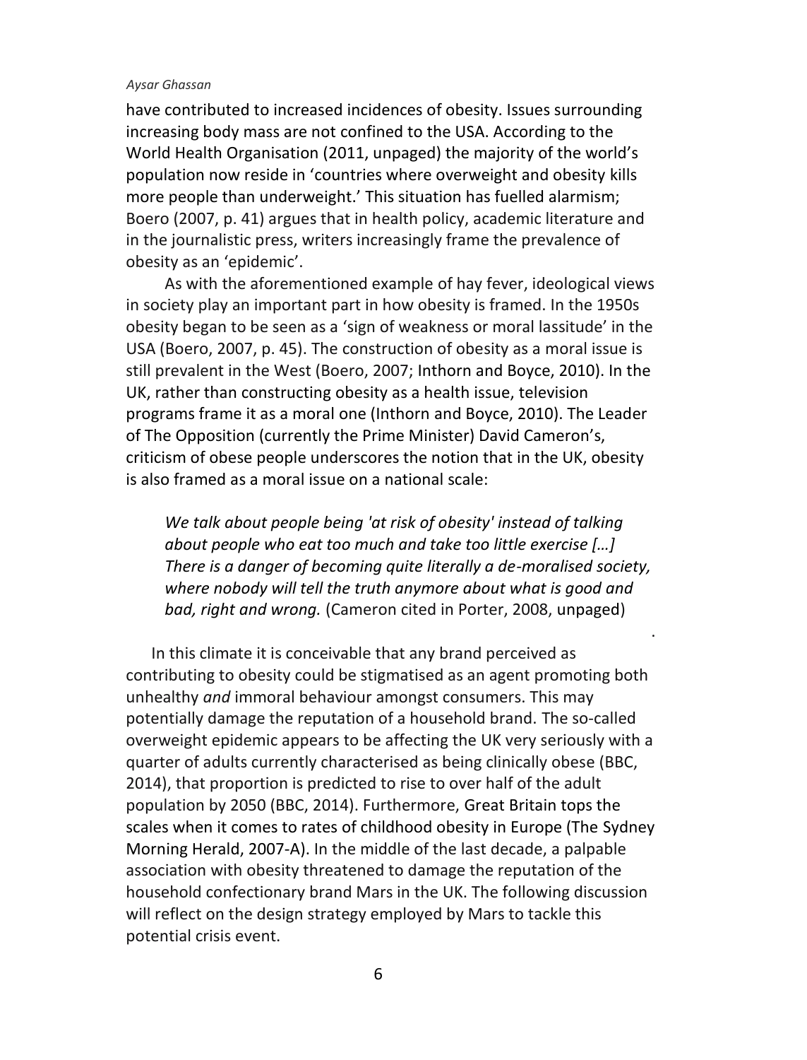have contributed to increased incidences of obesity. Issues surrounding increasing body mass are not confined to the USA. According to the World Health Organisation (2011, unpaged) the majority of the world's population now reside in 'countries where overweight and obesity kills more people than underweight.' This situation has fuelled alarmism; Boero (2007, p. 41) argues that in health policy, academic literature and in the journalistic press, writers increasingly frame the prevalence of obesity as an 'epidemic'.

As with the aforementioned example of hay fever, ideological views in society play an important part in how obesity is framed. In the 1950s obesity began to be seen as a 'sign of weakness or moral lassitude' in the USA (Boero, 2007, p. 45). The construction of obesity as a moral issue is still prevalent in the West (Boero, 2007; Inthorn and Boyce, 2010). In the UK, rather than constructing obesity as a health issue, television programs frame it as a moral one (Inthorn and Boyce, 2010). The Leader of The Opposition (currently the Prime Minister) David Cameron's, criticism of obese people underscores the notion that in the UK, obesity is also framed as a moral issue on a national scale:

> *We talk about people being 'at risk of obesity' instead of talking about people who eat too much and take too little exercise […] There is a danger of becoming quite literally a de-moralised society, where nobody will tell the truth anymore about what is good and bad, right and wrong.* (Cameron cited in Porter, 2008, unpaged)

In this climate it is conceivable that any brand perceived as contributing to obesity could be stigmatised as an agent promoting both unhealthy *and* immoral behaviour amongst consumers. This may potentially damage the reputation of a household brand. The so-called overweight epidemic appears to be affecting the UK very seriously with a quarter of adults currently characterised as being clinically obese (BBC, 2014), that proportion is predicted to rise to over half of the adult population by 2050 (BBC, 2014). Furthermore, Great Britain tops the scales when it comes to rates of childhood obesity in Europe (The Sydney Morning Herald, 2007-A). In the middle of the last decade, a palpable association with obesity threatened to damage the reputation of the household confectionary brand Mars in the UK. The following discussion will reflect on the design strategy employed by Mars to tackle this potential crisis event.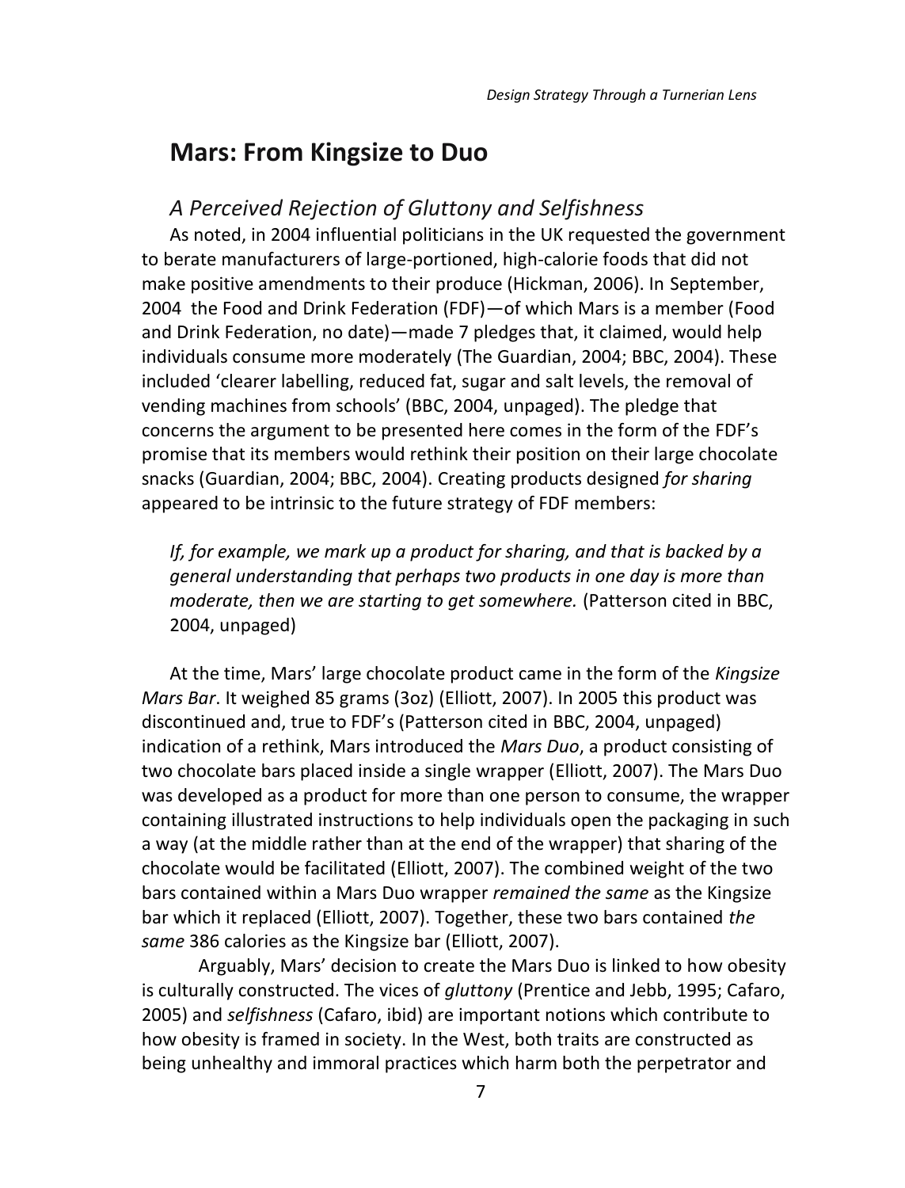## Mars: From Kingsize to Duo

### A Perceived Rejection of Gluttony and Selfishness

As noted, in 2004 influential politicians in the UK requested the government to berate manufacturers of large-portioned, high-calorie foods that did not make positive amendments to their produce (Hickman, 2006). In September, 2004 the Food and Drink Federation (FDF)—of which Mars is a member (Food and Drink Federation, no date)—made 7 pledges that, it claimed, would help individuals consume more moderately (The Guardian, 2004; BBC, 2004). These included 'clearer labelling, reduced fat, sugar and salt levels, the removal of vending machines from schools' (BBC, 2004, unpaged). The pledge that concerns the argument to be presented here comes in the form of the FDF's promise that its members would rethink their position on their large chocolate snacks (Guardian, 2004; BBC, 2004). Creating products designed *for sharing* appeared to be intrinsic to the future strategy of FDF members:

> *If, for example, we mark up a product for sharing, and that is backed by a general understanding that perhaps two products in one day is more than moderate, then we are starting to get somewhere.* (Patterson cited in BBC, 2004, unpaged)

At the time, Mars' large chocolate product came in the form of the *Kingsize Mars Bar*. It weighed 85 grams (3oz) (Elliott, 2007). In 2005 this product was discontinued and, true to FDF's (Patterson cited in BBC, 2004, unpaged) indication of a rethink, Mars introduced the *Mars Duo*, a product consisting of two chocolate bars placed inside a single wrapper (Elliott, 2007). The Mars Duo was developed as a product for more than one person to consume, the wrapper containing illustrated instructions to help individuals open the packaging in such a way (at the middle rather than at the end of the wrapper) that sharing of the chocolate would be facilitated (Elliott, 2007). The combined weight of the two bars contained within a Mars Duo wrapper *remained the same* as the Kingsize bar which it replaced (Elliott, 2007). Together, these two bars contained *the same* 386 calories as the Kingsize bar (Elliott, 2007).

Arguably, Mars' decision to create the Mars Duo is linked to how obesity is culturally constructed. The vices of *gluttony* (Prentice and Jebb, 1995; Cafaro, 2005) and *selfishness* (Cafaro, ibid) are important notions which contribute to how obesity is framed in society. In the West, both traits are constructed as being unhealthy and immoral practices which harm both the perpetrator and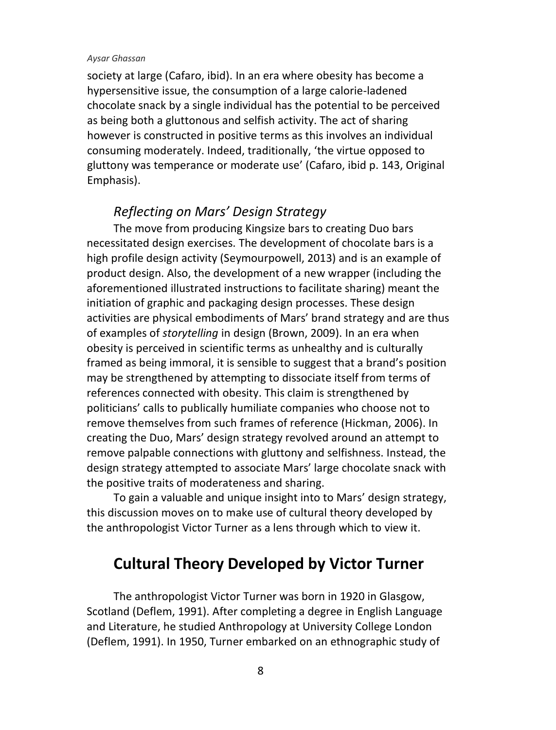society at large (Cafaro, ibid). In an era where obesity has become a hypersensitive issue, the consumption of a large calorie-ladened chocolate snack by a single individual has the potential to be perceived as being both a gluttonous and selfish activity. The act of sharing however is constructed in positive terms as this involves an individual consuming moderately. Indeed, traditionally, 'the virtue opposed to gluttony was temperance or moderate use' (Cafaro, ibid p. 143, Original Emphasis).

### *Reflecting on Mars' Design Strategy*

The move from producing Kingsize bars to creating Duo bars necessitated design exercises. The development of chocolate bars is a high profile design activity (Seymourpowell, 2013) and is an example of product design. Also, the development of a new wrapper (including the aforementioned illustrated instructions to facilitate sharing) meant the initiation of graphic and packaging design processes. These design activities are physical embodiments of Mars' brand strategy and are thus of examples of *storytelling* in design (Brown, 2009). In an era when obesity is perceived in scientific terms as unhealthy and is culturally framed as being immoral, it is sensible to suggest that a brand's position may be strengthened by attempting to dissociate itself from terms of references connected with obesity. This claim is strengthened by politicians' calls to publically humiliate companies who choose not to remove themselves from such frames of reference (Hickman, 2006). In creating the Duo, Mars' design strategy revolved around an attempt to remove palpable connections with gluttony and selfishness. Instead, the design strategy attempted to associate Mars' large chocolate snack with the positive traits of moderateness and sharing.

To gain a valuable and unique insight into to Mars' design strategy, this discussion moves on to make use of cultural theory developed by the anthropologist Victor Turner as a lens through which to view it.

## Cultural Theory Developed by Victor Turner

The anthropologist Victor Turner was born in 1920 in Glasgow, Scotland (Deflem, 1991). After completing a degree in English Language and Literature, he studied Anthropology at University College London (Deflem, 1991). In 1950, Turner embarked on an ethnographic study of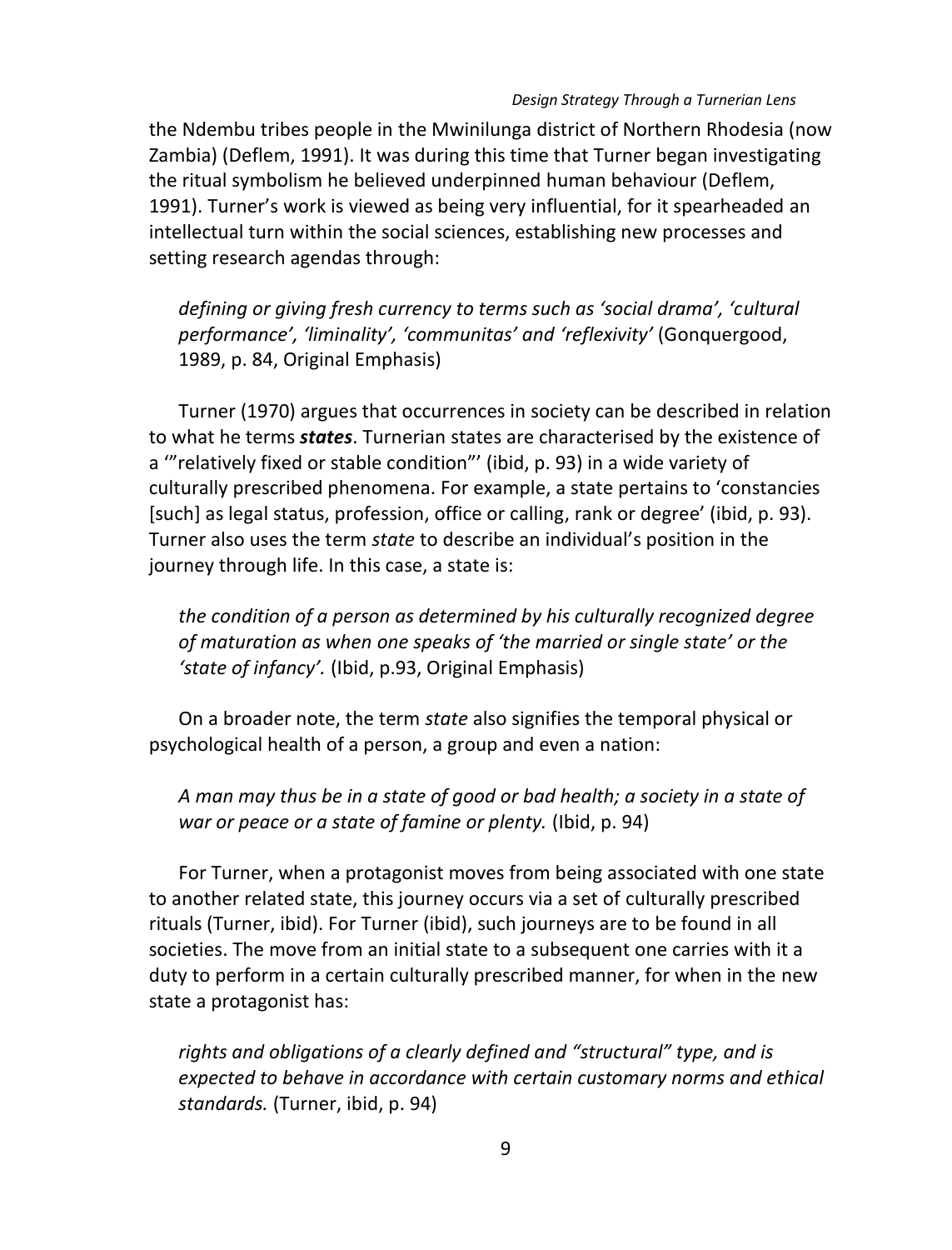the Ndembu tribes people in the Mwinilunga district of Northern Rhodesia (now Zambia) (Deflem, 1991). It was during this time that Turner began investigating the ritual symbolism he believed underpinned human behaviour (Deflem, 1991). Turner's work is viewed as being very influential, for it spearheaded an intellectual turn within the social sciences, establishing new processes and setting research agendas through:

> *defining or giving fresh currency to terms such as 'social drama', 'cultural performance', 'liminality', 'communitas' and 'reflexivity'* (Gonquergood, 1989, p. 84, Original Emphasis)

Turner (1970) argues that occurrences in society can be described in relation to what he terms ***states***. Turnerian states are characterised by the existence of a '"relatively fixed or stable condition"' (ibid, p. 93) in a wide variety of culturally prescribed phenomena. For example, a state pertains to 'constancies [such] as legal status, profession, office or calling, rank or degree' (ibid, p. 93). Turner also uses the term *state* to describe an individual's position in the journey through life. In this case, a state is:

> *the condition of a person as determined by his culturally recognized degree of maturation as when one speaks of 'the married or single state' or the 'state of infancy'.* (Ibid, p.93, Original Emphasis)

On a broader note, the term *state* also signifies the temporal physical or psychological health of a person, a group and even a nation:

> *A man may thus be in a state of good or bad health; a society in a state of war or peace or a state of famine or plenty.* (Ibid, p. 94)

For Turner, when a protagonist moves from being associated with one state to another related state, this journey occurs via a set of culturally prescribed rituals (Turner, ibid). For Turner (ibid), such journeys are to be found in all societies. The move from an initial state to a subsequent one carries with it a duty to perform in a certain culturally prescribed manner, for when in the new state a protagonist has:

> *rights and obligations of a clearly defined and "structural" type, and is expected to behave in accordance with certain customary norms and ethical standards.* (Turner, ibid, p. 94)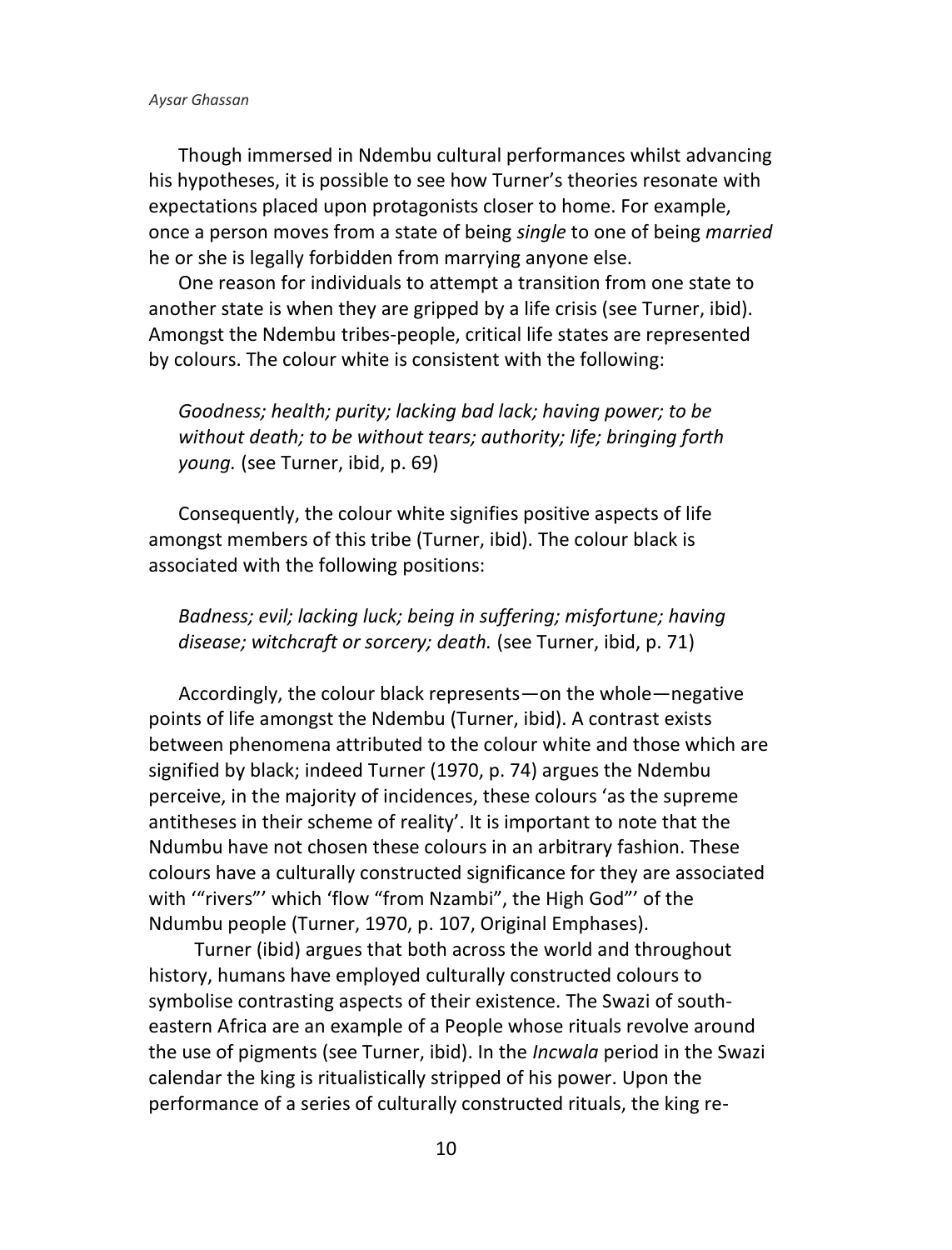Though immersed in Ndembu cultural performances whilst advancing his hypotheses, it is possible to see how Turner's theories resonate with expectations placed upon protagonists closer to home. For example, once a person moves from a state of being *single* to one of being *married* he or she is legally forbidden from marrying anyone else.

One reason for individuals to attempt a transition from one state to another state is when they are gripped by a life crisis (see Turner, ibid). Amongst the Ndembu tribes-people, critical life states are represented by colours. The colour white is consistent with the following:

> *Goodness; health; purity; lacking bad lack; having power; to be without death; to be without tears; authority; life; bringing forth young.* (see Turner, ibid, p. 69)

Consequently, the colour white signifies positive aspects of life amongst members of this tribe (Turner, ibid). The colour black is associated with the following positions:

> *Badness; evil; lacking luck; being in suffering; misfortune; having disease; witchcraft or sorcery; death.* (see Turner, ibid, p. 71)

Accordingly, the colour black represents—on the whole—negative points of life amongst the Ndembu (Turner, ibid). A contrast exists between phenomena attributed to the colour white and those which are signified by black; indeed Turner (1970, p. 74) argues the Ndembu perceive, in the majority of incidences, these colours 'as the supreme antitheses in their scheme of reality'. It is important to note that the Ndumbu have not chosen these colours in an arbitrary fashion. These colours have a culturally constructed significance for they are associated with '"rivers"' which 'flow "from Nzambi", the High God"' of the Ndumbu people (Turner, 1970, p. 107, Original Emphases).

Turner (ibid) argues that both across the world and throughout history, humans have employed culturally constructed colours to symbolise contrasting aspects of their existence. The Swazi of south-eastern Africa are an example of a People whose rituals revolve around the use of pigments (see Turner, ibid). In the *Incwala* period in the Swazi calendar the king is ritualistically stripped of his power. Upon the performance of a series of culturally constructed rituals, the king re-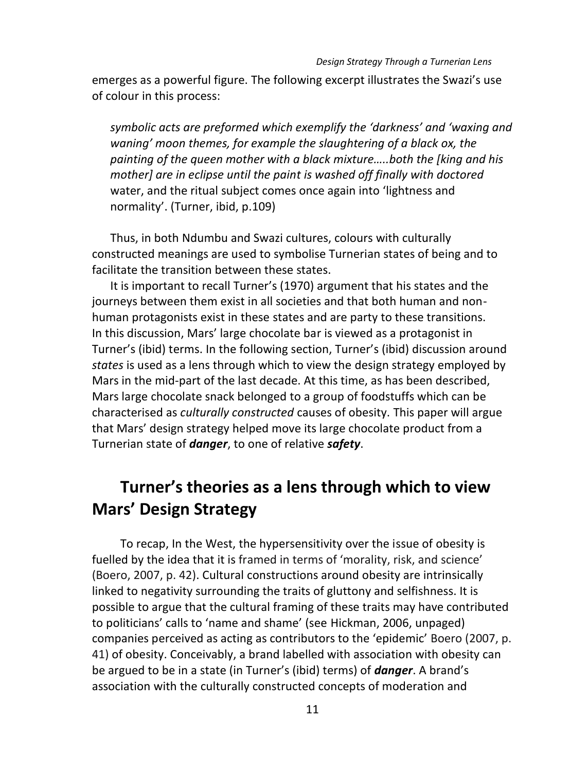emerges as a powerful figure. The following excerpt illustrates the Swazi's use of colour in this process:

> *symbolic acts are preformed which exemplify the 'darkness' and 'waxing and waning' moon themes, for example the slaughtering of a black ox, the painting of the queen mother with a black mixture…..both the [king and his mother] are in eclipse until the paint is washed off finally with doctored* water, and the ritual subject comes once again into 'lightness and normality'. (Turner, ibid, p.109)

Thus, in both Ndumbu and Swazi cultures, colours with culturally constructed meanings are used to symbolise Turnerian states of being and to facilitate the transition between these states.

It is important to recall Turner's (1970) argument that his states and the journeys between them exist in all societies and that both human and non-human protagonists exist in these states and are party to these transitions. In this discussion, Mars' large chocolate bar is viewed as a protagonist in Turner's (ibid) terms. In the following section, Turner's (ibid) discussion around *states* is used as a lens through which to view the design strategy employed by Mars in the mid-part of the last decade. At this time, as has been described, Mars large chocolate snack belonged to a group of foodstuffs which can be characterised as *culturally constructed* causes of obesity. This paper will argue that Mars' design strategy helped move its large chocolate product from a Turnerian state of ***danger***, to one of relative ***safety***.

## Turner's theories as a lens through which to view Mars' Design Strategy

To recap, In the West, the hypersensitivity over the issue of obesity is fuelled by the idea that it is framed in terms of 'morality, risk, and science' (Boero, 2007, p. 42). Cultural constructions around obesity are intrinsically linked to negativity surrounding the traits of gluttony and selfishness. It is possible to argue that the cultural framing of these traits may have contributed to politicians' calls to 'name and shame' (see Hickman, 2006, unpaged) companies perceived as acting as contributors to the 'epidemic' Boero (2007, p. 41) of obesity. Conceivably, a brand labelled with association with obesity can be argued to be in a state (in Turner's (ibid) terms) of ***danger***. A brand's association with the culturally constructed concepts of moderation and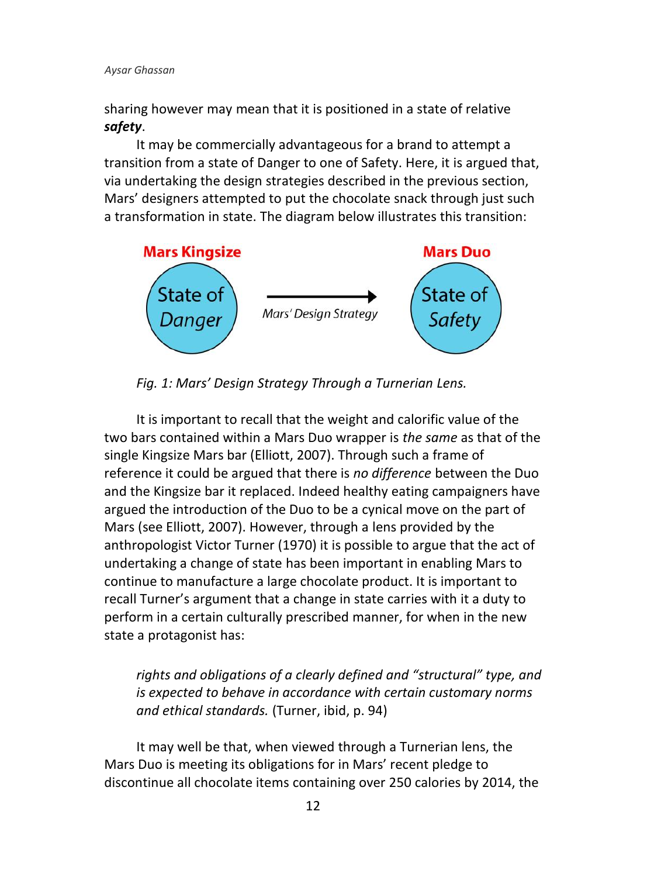sharing however may mean that it is positioned in a state of relative ***safety***.

It may be commercially advantageous for a brand to attempt a transition from a state of Danger to one of Safety. Here, it is argued that, via undertaking the design strategies described in the previous section, Mars' designers attempted to put the chocolate snack through just such a transformation in state. The diagram below illustrates this transition:

**Mars Kingsize** — State of *Danger* → *Mars' Design Strategy* → **Mars Duo** — State of *Safety*

*Fig. 1: Mars' Design Strategy Through a Turnerian Lens.*

It is important to recall that the weight and calorific value of the two bars contained within a Mars Duo wrapper is *the same* as that of the single Kingsize Mars bar (Elliott, 2007). Through such a frame of reference it could be argued that there is *no difference* between the Duo and the Kingsize bar it replaced. Indeed healthy eating campaigners have argued the introduction of the Duo to be a cynical move on the part of Mars (see Elliott, 2007). However, through a lens provided by the anthropologist Victor Turner (1970) it is possible to argue that the act of undertaking a change of state has been important in enabling Mars to continue to manufacture a large chocolate product. It is important to recall Turner's argument that a change in state carries with it a duty to perform in a certain culturally prescribed manner, for when in the new state a protagonist has:

> *rights and obligations of a clearly defined and "structural" type, and is expected to behave in accordance with certain customary norms and ethical standards.* (Turner, ibid, p. 94)

It may well be that, when viewed through a Turnerian lens, the Mars Duo is meeting its obligations for in Mars' recent pledge to discontinue all chocolate items containing over 250 calories by 2014, the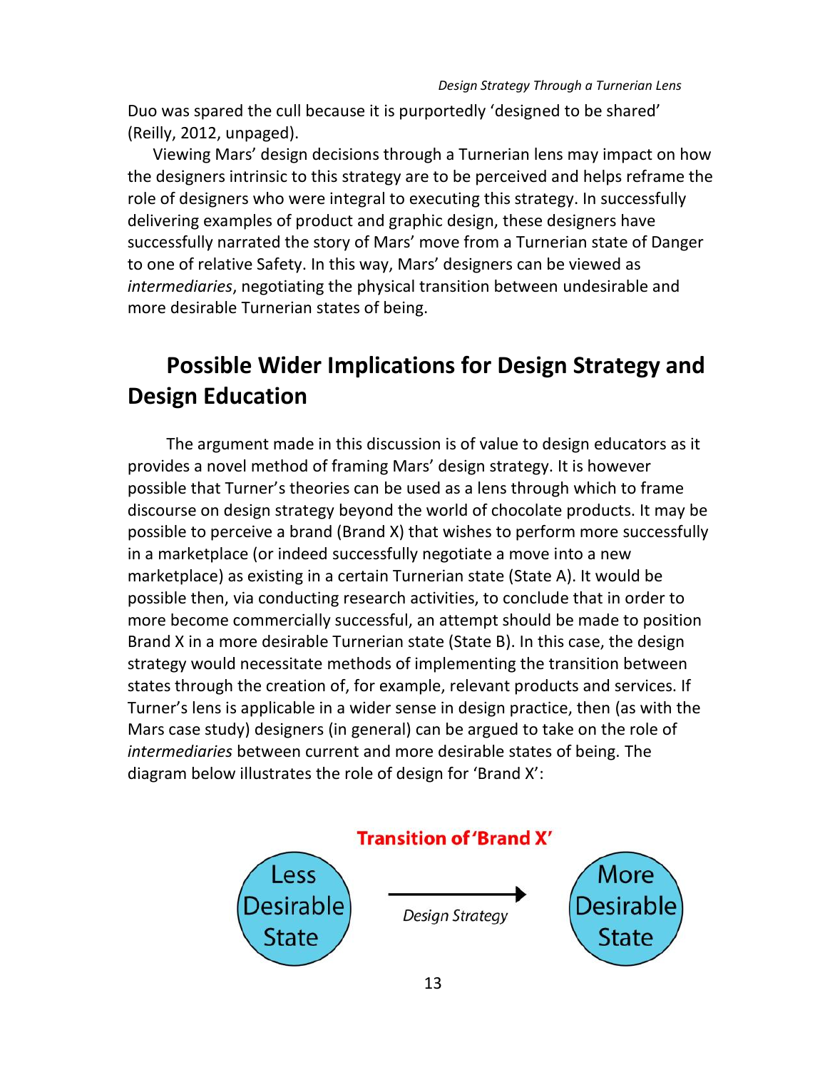Duo was spared the cull because it is purportedly 'designed to be shared' (Reilly, 2012, unpaged).

Viewing Mars' design decisions through a Turnerian lens may impact on how the designers intrinsic to this strategy are to be perceived and helps reframe the role of designers who were integral to executing this strategy. In successfully delivering examples of product and graphic design, these designers have successfully narrated the story of Mars' move from a Turnerian state of Danger to one of relative Safety. In this way, Mars' designers can be viewed as *intermediaries*, negotiating the physical transition between undesirable and more desirable Turnerian states of being.

## Possible Wider Implications for Design Strategy and Design Education

The argument made in this discussion is of value to design educators as it provides a novel method of framing Mars' design strategy. It is however possible that Turner's theories can be used as a lens through which to frame discourse on design strategy beyond the world of chocolate products. It may be possible to perceive a brand (Brand X) that wishes to perform more successfully in a marketplace (or indeed successfully negotiate a move into a new marketplace) as existing in a certain Turnerian state (State A). It would be possible then, via conducting research activities, to conclude that in order to more become commercially successful, an attempt should be made to position Brand X in a more desirable Turnerian state (State B). In this case, the design strategy would necessitate methods of implementing the transition between states through the creation of, for example, relevant products and services. If Turner's lens is applicable in a wider sense in design practice, then (as with the Mars case study) designers (in general) can be argued to take on the role of *intermediaries* between current and more desirable states of being. The diagram below illustrates the role of design for 'Brand X':

**Transition of 'Brand X'**

Less Desirable State → *Design Strategy* → More Desirable State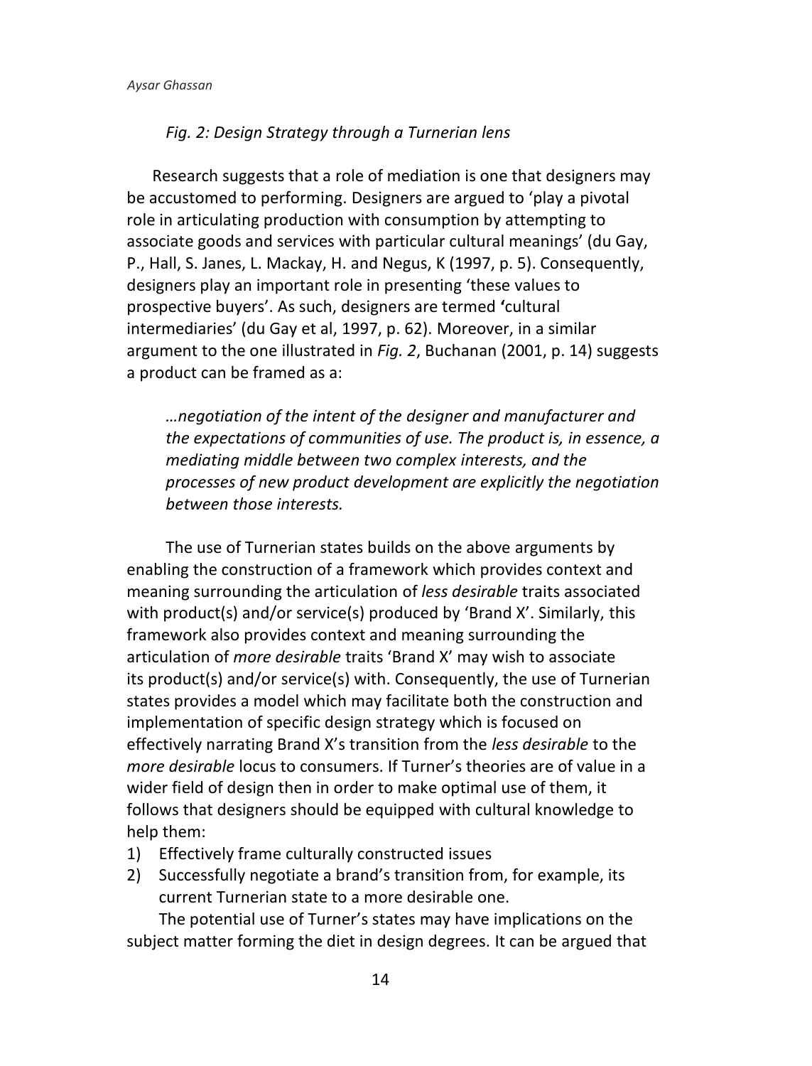*Fig. 2: Design Strategy through a Turnerian lens*

Research suggests that a role of mediation is one that designers may be accustomed to performing. Designers are argued to 'play a pivotal role in articulating production with consumption by attempting to associate goods and services with particular cultural meanings' (du Gay, P., Hall, S. Janes, L. Mackay, H. and Negus, K (1997, p. 5). Consequently, designers play an important role in presenting 'these values to prospective buyers'. As such, designers are termed **'**cultural intermediaries' (du Gay et al, 1997, p. 62). Moreover, in a similar argument to the one illustrated in *Fig. 2*, Buchanan (2001, p. 14) suggests a product can be framed as a:

> *…negotiation of the intent of the designer and manufacturer and the expectations of communities of use. The product is, in essence, a mediating middle between two complex interests, and the processes of new product development are explicitly the negotiation between those interests.*

The use of Turnerian states builds on the above arguments by enabling the construction of a framework which provides context and meaning surrounding the articulation of *less desirable* traits associated with product(s) and/or service(s) produced by 'Brand X'. Similarly, this framework also provides context and meaning surrounding the articulation of *more desirable* traits 'Brand X' may wish to associate its product(s) and/or service(s) with. Consequently, the use of Turnerian states provides a model which may facilitate both the construction and implementation of specific design strategy which is focused on effectively narrating Brand X's transition from the *less desirable* to the *more desirable* locus to consumers. If Turner's theories are of value in a wider field of design then in order to make optimal use of them, it follows that designers should be equipped with cultural knowledge to help them:

1) Effectively frame culturally constructed issues
2) Successfully negotiate a brand's transition from, for example, its current Turnerian state to a more desirable one.

The potential use of Turner's states may have implications on the subject matter forming the diet in design degrees. It can be argued that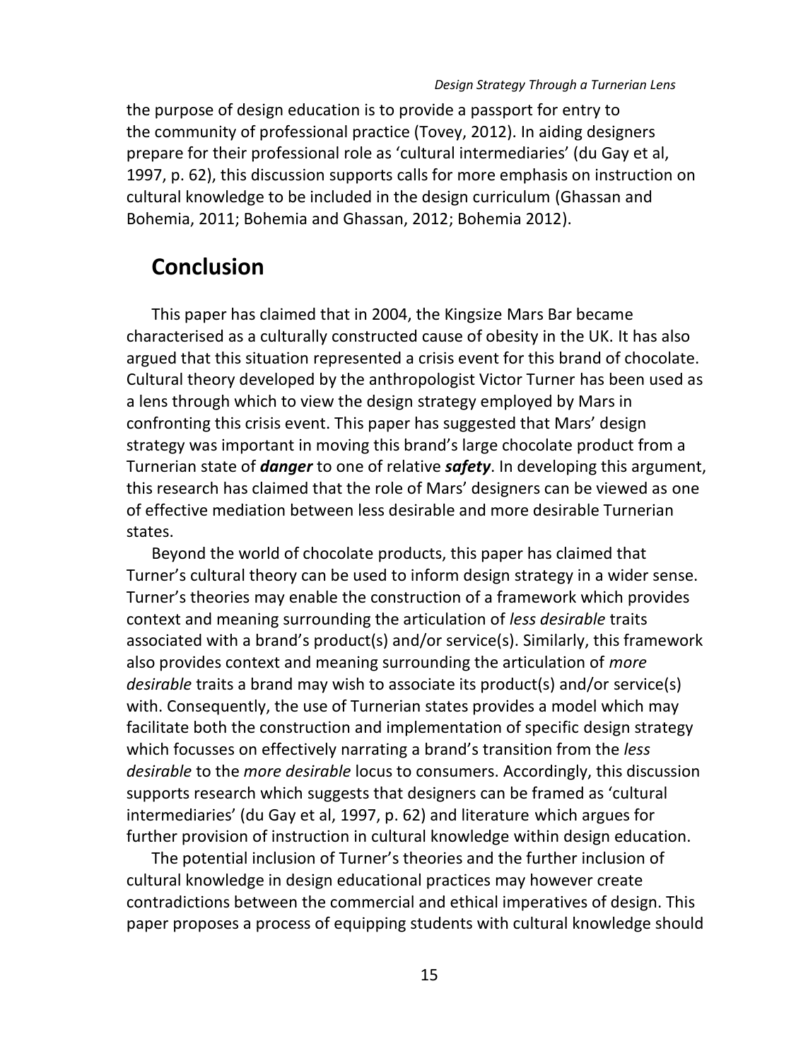the purpose of design education is to provide a passport for entry to the community of professional practice (Tovey, 2012). In aiding designers prepare for their professional role as 'cultural intermediaries' (du Gay et al, 1997, p. 62), this discussion supports calls for more emphasis on instruction on cultural knowledge to be included in the design curriculum (Ghassan and Bohemia, 2011; Bohemia and Ghassan, 2012; Bohemia 2012).

## Conclusion

This paper has claimed that in 2004, the Kingsize Mars Bar became characterised as a culturally constructed cause of obesity in the UK. It has also argued that this situation represented a crisis event for this brand of chocolate. Cultural theory developed by the anthropologist Victor Turner has been used as a lens through which to view the design strategy employed by Mars in confronting this crisis event. This paper has suggested that Mars' design strategy was important in moving this brand's large chocolate product from a Turnerian state of ***danger*** to one of relative ***safety***. In developing this argument, this research has claimed that the role of Mars' designers can be viewed as one of effective mediation between less desirable and more desirable Turnerian states.

Beyond the world of chocolate products, this paper has claimed that Turner's cultural theory can be used to inform design strategy in a wider sense. Turner's theories may enable the construction of a framework which provides context and meaning surrounding the articulation of *less desirable* traits associated with a brand's product(s) and/or service(s). Similarly, this framework also provides context and meaning surrounding the articulation of *more desirable* traits a brand may wish to associate its product(s) and/or service(s) with. Consequently, the use of Turnerian states provides a model which may facilitate both the construction and implementation of specific design strategy which focusses on effectively narrating a brand's transition from the *less desirable* to the *more desirable* locus to consumers. Accordingly, this discussion supports research which suggests that designers can be framed as 'cultural intermediaries' (du Gay et al, 1997, p. 62) and literature which argues for further provision of instruction in cultural knowledge within design education.

The potential inclusion of Turner's theories and the further inclusion of cultural knowledge in design educational practices may however create contradictions between the commercial and ethical imperatives of design. This paper proposes a process of equipping students with cultural knowledge should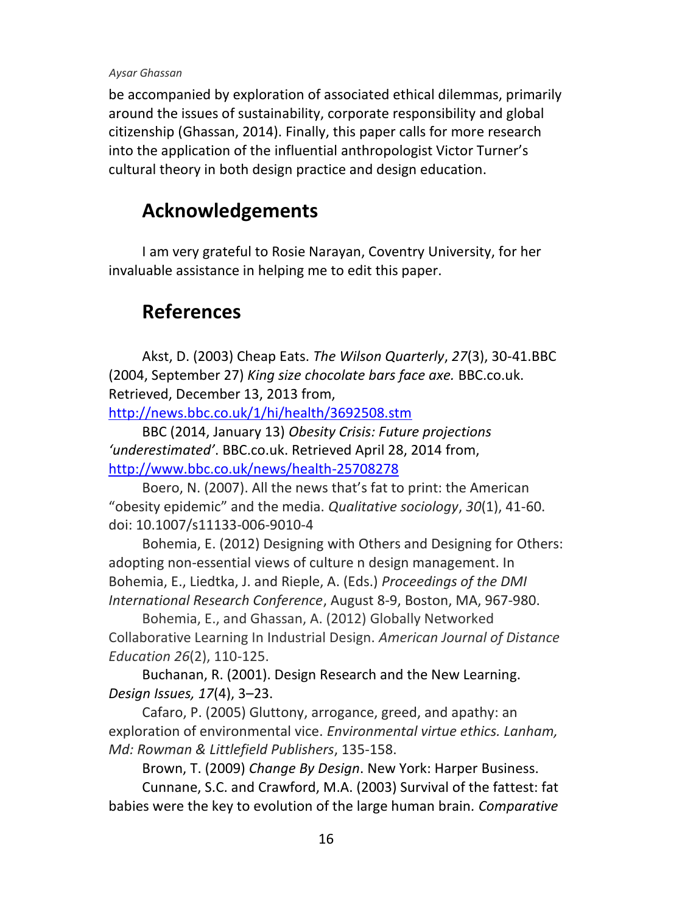be accompanied by exploration of associated ethical dilemmas, primarily around the issues of sustainability, corporate responsibility and global citizenship (Ghassan, 2014). Finally, this paper calls for more research into the application of the influential anthropologist Victor Turner's cultural theory in both design practice and design education.

## Acknowledgements

I am very grateful to Rosie Narayan, Coventry University, for her invaluable assistance in helping me to edit this paper.

## References

Akst, D. (2003) Cheap Eats. *The Wilson Quarterly*, *27*(3), 30-41.BBC (2004, September 27) *King size chocolate bars face axe.* BBC.co.uk. Retrieved, December 13, 2013 from, http://news.bbc.co.uk/1/hi/health/3692508.stm

BBC (2014, January 13) *Obesity Crisis: Future projections 'underestimated'*. BBC.co.uk. Retrieved April 28, 2014 from, http://www.bbc.co.uk/news/health-25708278

Boero, N. (2007). All the news that's fat to print: the American "obesity epidemic" and the media. *Qualitative sociology*, *30*(1), 41-60. doi: 10.1007/s11133-006-9010-4

Bohemia, E. (2012) Designing with Others and Designing for Others: adopting non-essential views of culture n design management. In Bohemia, E., Liedtka, J. and Rieple, A. (Eds.) *Proceedings of the DMI International Research Conference*, August 8-9, Boston, MA, 967-980.

Bohemia, E., and Ghassan, A. (2012) Globally Networked Collaborative Learning In Industrial Design. *American Journal of Distance Education 26*(2), 110-125.

Buchanan, R. (2001). Design Research and the New Learning. *Design Issues, 17*(4), 3–23.

Cafaro, P. (2005) Gluttony, arrogance, greed, and apathy: an exploration of environmental vice. *Environmental virtue ethics. Lanham, Md: Rowman & Littlefield Publishers*, 135-158.

Brown, T. (2009) *Change By Design*. New York: Harper Business.

Cunnane, S.C. and Crawford, M.A. (2003) Survival of the fattest: fat babies were the key to evolution of the large human brain. *Comparative*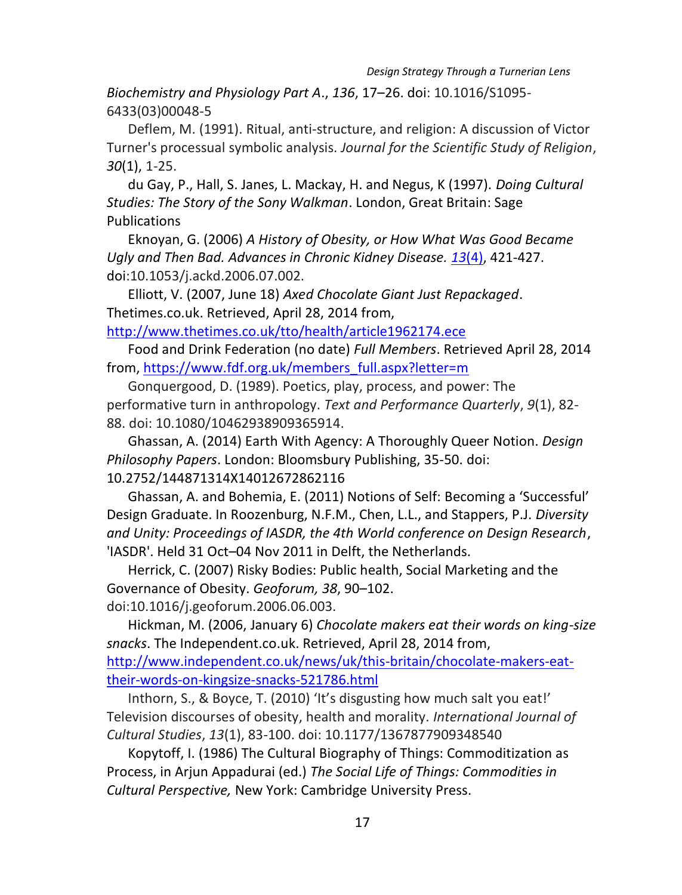*Biochemistry and Physiology Part A*., *136*, 17–26. doi: 10.1016/S1095-6433(03)00048-5

Deflem, M. (1991). Ritual, anti-structure, and religion: A discussion of Victor Turner's processual symbolic analysis. *Journal for the Scientific Study of Religion*, *30*(1), 1-25.

du Gay, P., Hall, S. Janes, L. Mackay, H. and Negus, K (1997). *Doing Cultural Studies: The Story of the Sony Walkman*. London, Great Britain: Sage Publications

Eknoyan, G. (2006) *A History of Obesity, or How What Was Good Became Ugly and Then Bad. Advances in Chronic Kidney Disease.* *13*(4), 421-427. doi:10.1053/j.ackd.2006.07.002.

Elliott, V. (2007, June 18) *Axed Chocolate Giant Just Repackaged*. Thetimes.co.uk. Retrieved, April 28, 2014 from, http://www.thetimes.co.uk/tto/health/article1962174.ece

Food and Drink Federation (no date) *Full Members*. Retrieved April 28, 2014 from, https://www.fdf.org.uk/members_full.aspx?letter=m

Gonquergood, D. (1989). Poetics, play, process, and power: The performative turn in anthropology. *Text and Performance Quarterly*, *9*(1), 82-88. doi: 10.1080/10462938909365914.

Ghassan, A. (2014) Earth With Agency: A Thoroughly Queer Notion. *Design Philosophy Papers*. London: Bloomsbury Publishing, 35-50. doi: 10.2752/144871314X14012672862116

Ghassan, A. and Bohemia, E. (2011) Notions of Self: Becoming a 'Successful' Design Graduate. In Roozenburg, N.F.M., Chen, L.L., and Stappers, P.J. *Diversity and Unity: Proceedings of IASDR, the 4th World conference on Design Research*, 'IASDR'. Held 31 Oct–04 Nov 2011 in Delft, the Netherlands.

Herrick, C. (2007) Risky Bodies: Public health, Social Marketing and the Governance of Obesity. *Geoforum, 38*, 90–102. doi:10.1016/j.geoforum.2006.06.003.

Hickman, M. (2006, January 6) *Chocolate makers eat their words on king-size snacks*. The Independent.co.uk. Retrieved, April 28, 2014 from, http://www.independent.co.uk/news/uk/this-britain/chocolate-makers-eat-their-words-on-kingsize-snacks-521786.html

Inthorn, S., & Boyce, T. (2010) 'It's disgusting how much salt you eat!' Television discourses of obesity, health and morality. *International Journal of Cultural Studies*, *13*(1), 83-100. doi: 10.1177/1367877909348540

Kopytoff, I. (1986) The Cultural Biography of Things: Commoditization as Process, in Arjun Appadurai (ed.) *The Social Life of Things: Commodities in Cultural Perspective,* New York: Cambridge University Press.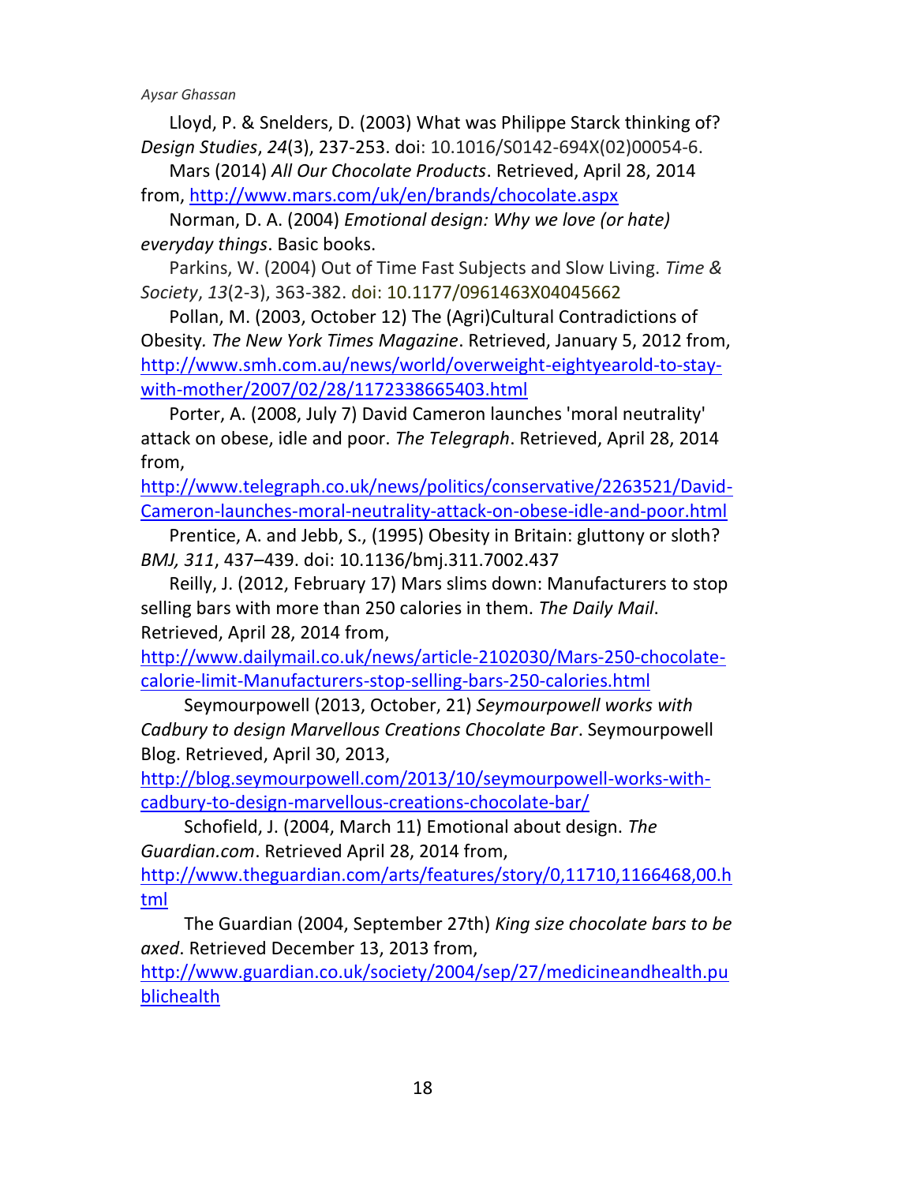Lloyd, P. & Snelders, D. (2003) What was Philippe Starck thinking of? *Design Studies*, *24*(3), 237-253. doi: 10.1016/S0142-694X(02)00054-6.

Mars (2014) *All Our Chocolate Products*. Retrieved, April 28, 2014 from, http://www.mars.com/uk/en/brands/chocolate.aspx

Norman, D. A. (2004) *Emotional design: Why we love (or hate) everyday things*. Basic books.

Parkins, W. (2004) Out of Time Fast Subjects and Slow Living. *Time & Society*, *13*(2-3), 363-382. doi: 10.1177/0961463X04045662

Pollan, M. (2003, October 12) The (Agri)Cultural Contradictions of Obesity*. The New York Times Magazine*. Retrieved, January 5, 2012 from, http://www.smh.com.au/news/world/overweight-eightyearold-to-stay-with-mother/2007/02/28/1172338665403.html

Porter, A. (2008, July 7) David Cameron launches 'moral neutrality' attack on obese, idle and poor. *The Telegraph*. Retrieved, April 28, 2014 from, http://www.telegraph.co.uk/news/politics/conservative/2263521/David-Cameron-launches-moral-neutrality-attack-on-obese-idle-and-poor.html

Prentice, A. and Jebb, S., (1995) Obesity in Britain: gluttony or sloth? *BMJ, 311*, 437–439. doi: 10.1136/bmj.311.7002.437

Reilly, J. (2012, February 17) Mars slims down: Manufacturers to stop selling bars with more than 250 calories in them. *The Daily Mail*. Retrieved, April 28, 2014 from, http://www.dailymail.co.uk/news/article-2102030/Mars-250-chocolate-calorie-limit-Manufacturers-stop-selling-bars-250-calories.html

Seymourpowell (2013, October, 21) *Seymourpowell works with Cadbury to design Marvellous Creations Chocolate Bar*. Seymourpowell Blog. Retrieved, April 30, 2013, http://blog.seymourpowell.com/2013/10/seymourpowell-works-with-cadbury-to-design-marvellous-creations-chocolate-bar/

Schofield, J. (2004, March 11) Emotional about design. *The Guardian.com*. Retrieved April 28, 2014 from, http://www.theguardian.com/arts/features/story/0,11710,1166468,00.html

The Guardian (2004, September 27th) *King size chocolate bars to be axed*. Retrieved December 13, 2013 from, http://www.guardian.co.uk/society/2004/sep/27/medicineandhealth.publichealth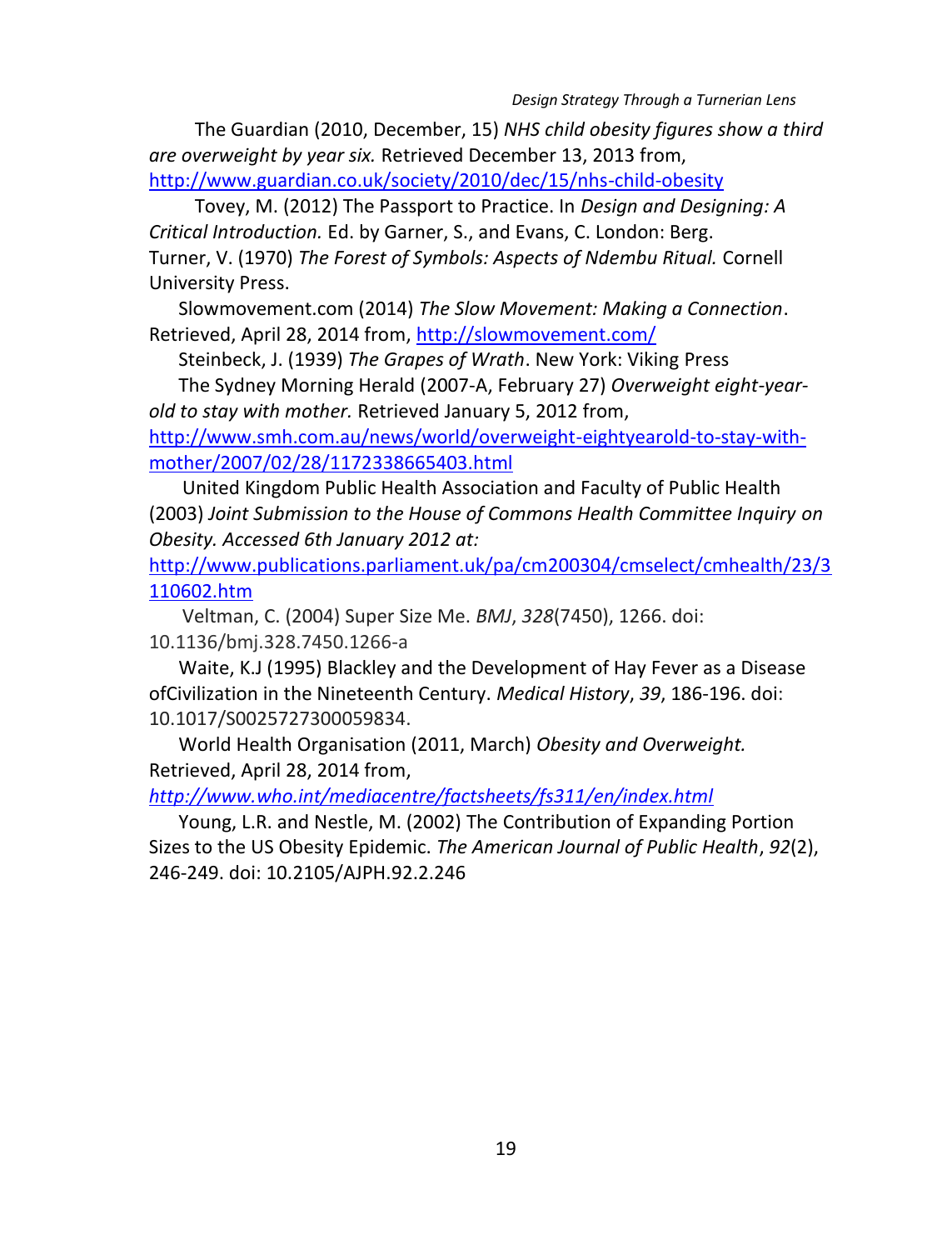The Guardian (2010, December, 15) *NHS child obesity figures show a third are overweight by year six.* Retrieved December 13, 2013 from, http://www.guardian.co.uk/society/2010/dec/15/nhs-child-obesity

Tovey, M. (2012) The Passport to Practice. In *Design and Designing: A Critical Introduction.* Ed. by Garner, S., and Evans, C. London: Berg.

Turner, V. (1970) *The Forest of Symbols: Aspects of Ndembu Ritual.* Cornell University Press.

Slowmovement.com (2014) *The Slow Movement: Making a Connection*. Retrieved, April 28, 2014 from, http://slowmovement.com/

Steinbeck, J. (1939) *The Grapes of Wrath*. New York: Viking Press

The Sydney Morning Herald (2007-A, February 27) *Overweight eight-year-old to stay with mother.* Retrieved January 5, 2012 from, http://www.smh.com.au/news/world/overweight-eightyearold-to-stay-with-mother/2007/02/28/1172338665403.html

United Kingdom Public Health Association and Faculty of Public Health (2003) *Joint Submission to the House of Commons Health Committee Inquiry on Obesity. Accessed 6th January 2012 at:* http://www.publications.parliament.uk/pa/cm200304/cmselect/cmhealth/23/3110602.htm

Veltman, C. (2004) Super Size Me. *BMJ*, *328*(7450), 1266. doi: 10.1136/bmj.328.7450.1266-a

Waite, K.J (1995) Blackley and the Development of Hay Fever as a Disease ofCivilization in the Nineteenth Century. *Medical History*, *39*, 186-196. doi: 10.1017/S0025727300059834.

World Health Organisation (2011, March) *Obesity and Overweight.* Retrieved, April 28, 2014 from, *http://www.who.int/mediacentre/factsheets/fs311/en/index.html*

Young, L.R. and Nestle, M. (2002) The Contribution of Expanding Portion Sizes to the US Obesity Epidemic. *The American Journal of Public Health*, *92*(2), 246-249. doi: 10.2105/AJPH.92.2.246